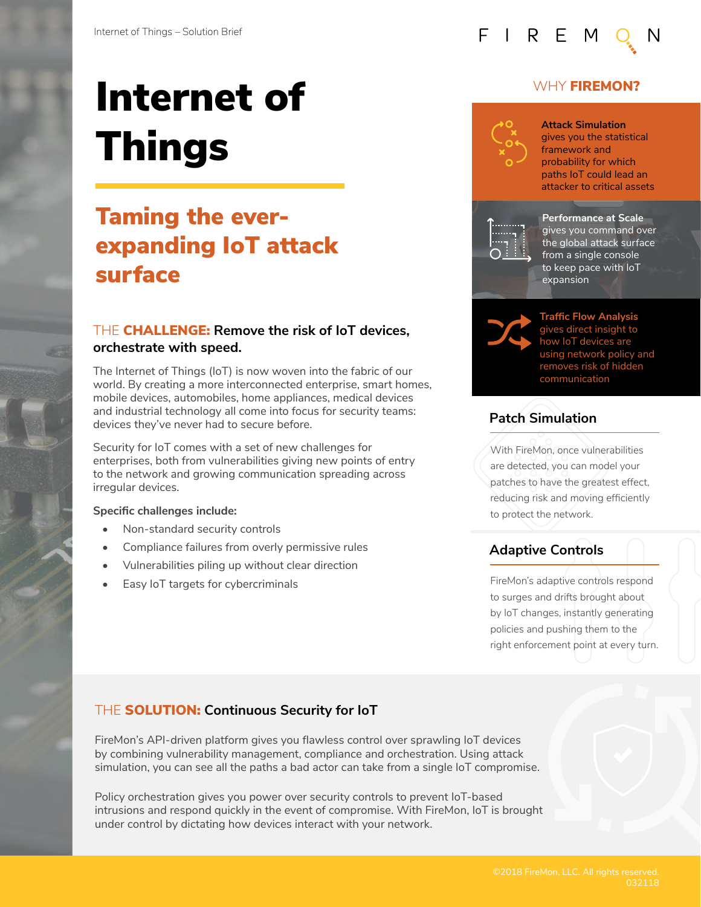# Internet of Things

## Taming the ever-expanding IoT attack surface

### THE **CHALLENGE:** Remove the risk of IoT devices, orchestrate with speed.

The Internet of Things (IoT) is now woven into the fabric of our world. By creating a more interconnected enterprise, smart homes, mobile devices, automobiles, home appliances, medical devices and industrial technology all come into focus for security teams: devices they've never had to secure before.

Security for IoT comes with a set of new challenges for enterprises, both from vulnerabilities giving new points of entry to the network and growing communication spreading across irregular devices.

**Specific challenges include:**

- Non-standard security controls
- Compliance failures from overly permissive rules
- Vulnerabilities piling up without clear direction
- Easy IoT targets for cybercriminals

## WHY **FIREMON?**

**Attack Simulation** gives you the statistical framework and probability for which paths IoT could lead an attacker to critical assets

**Performance at Scale** gives you command over the global attack surface from a single console to keep pace with IoT expansion

**Traffic Flow Analysis** gives direct insight to how IoT devices are using network policy and removes risk of hidden communication

### Patch Simulation

With FireMon, once vulnerabilities are detected, you can model your patches to have the greatest effect, reducing risk and moving efficiently to protect the network.

### Adaptive Controls

FireMon's adaptive controls respond to surges and drifts brought about by IoT changes, instantly generating policies and pushing them to the right enforcement point at every turn.

### THE **SOLUTION:** Continuous Security for IoT

FireMon's API-driven platform gives you flawless control over sprawling IoT devices by combining vulnerability management, compliance and orchestration. Using attack simulation, you can see all the paths a bad actor can take from a single IoT compromise.

Policy orchestration gives you power over security controls to prevent IoT-based intrusions and respond quickly in the event of compromise. With FireMon, IoT is brought under control by dictating how devices interact with your network.

©2018 FireMon, LLC. All rights reserved.
032118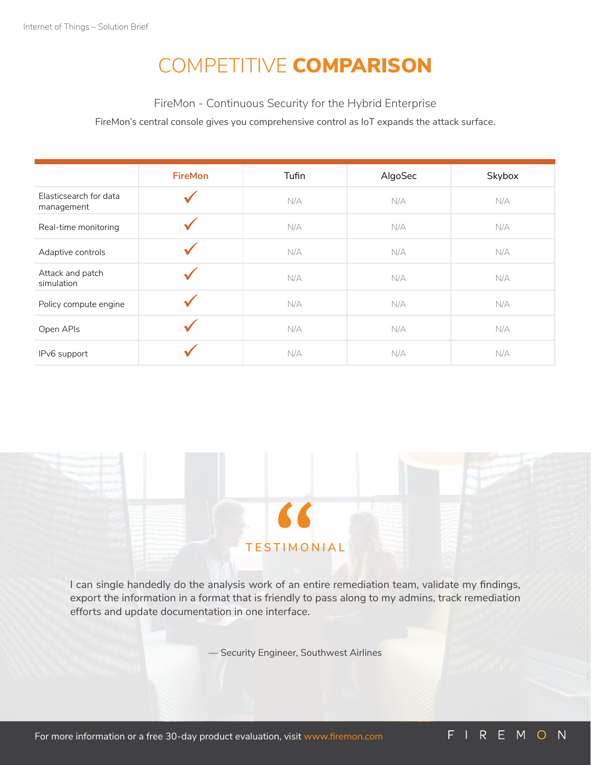# COMPETITIVE **COMPARISON**

FireMon - Continuous Security for the Hybrid Enterprise

FireMon's central console gives you comprehensive control as IoT expands the attack surface.

| | FireMon | Tufin | AlgoSec | Skybox |
|---|---|---|---|---|
| Elasticsearch for data management | ✓ | N/A | N/A | N/A |
| Real-time monitoring | ✓ | N/A | N/A | N/A |
| Adaptive controls | ✓ | N/A | N/A | N/A |
| Attack and patch simulation | ✓ | N/A | N/A | N/A |
| Policy compute engine | ✓ | N/A | N/A | N/A |
| Open APIs | ✓ | N/A | N/A | N/A |
| IPv6 support | ✓ | N/A | N/A | N/A |

## TESTIMONIAL

I can single handedly do the analysis work of an entire remediation team, validate my findings, export the information in a format that is friendly to pass along to my admins, track remediation efforts and update documentation in one interface.

— Security Engineer, Southwest Airlines

For more information or a free 30-day product evaluation, visit www.firemon.com

FIREMON